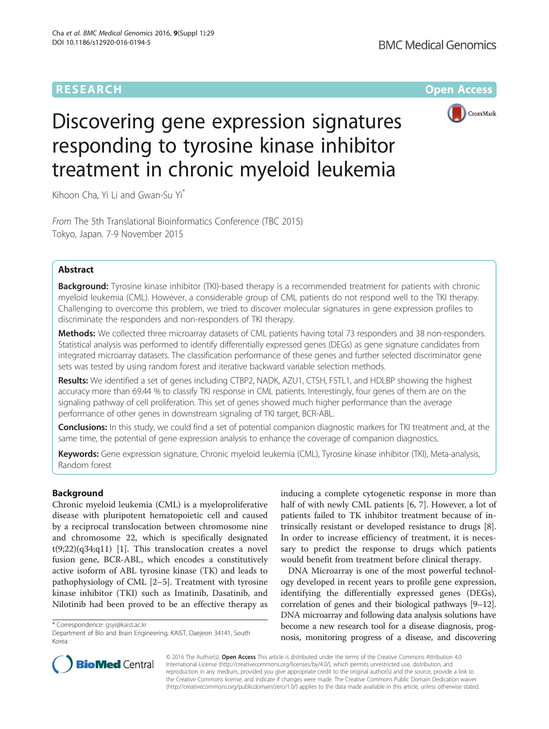RESEARCH

Open Access

# Discovering gene expression signatures responding to tyrosine kinase inhibitor treatment in chronic myeloid leukemia

Kihoon Cha, Yi Li and Gwan-Su Yi*

*From* The 5th Translational Bioinformatics Conference (TBC 2015)
Tokyo, Japan. 7-9 November 2015

## Abstract

**Background:** Tyrosine kinase inhibitor (TKI)-based therapy is a recommended treatment for patients with chronic myeloid leukemia (CML). However, a considerable group of CML patients do not respond well to the TKI therapy. Challenging to overcome this problem, we tried to discover molecular signatures in gene expression profiles to discriminate the responders and non-responders of TKI therapy.

**Methods:** We collected three microarray datasets of CML patients having total 73 responders and 38 non-responders. Statistical analysis was performed to identify differentially expressed genes (DEGs) as gene signature candidates from integrated microarray datasets. The classification performance of these genes and further selected discriminator gene sets was tested by using random forest and iterative backward variable selection methods.

**Results:** We identified a set of genes including CTBP2, NADK, AZU1, CTSH, FSTL1, and HDLBP showing the highest accuracy more than 69.44 % to classify TKI response in CML patients. Interestingly, four genes of them are on the signaling pathway of cell proliferation. This set of genes showed much higher performance than the average performance of other genes in downstream signaling of TKI target, BCR-ABL.

**Conclusions:** In this study, we could find a set of potential companion diagnostic markers for TKI treatment and, at the same time, the potential of gene expression analysis to enhance the coverage of companion diagnostics.

**Keywords:** Gene expression signature, Chronic myeloid leukemia (CML), Tyrosine kinase inhibitor (TKI), Meta-analysis, Random forest

## Background

Chronic myeloid leukemia (CML) is a myeloproliferative disease with pluripotent hematopoietic cell and caused by a reciprocal translocation between chromosome nine and chromosome 22, which is specifically designated t(9;22)(q34;q11) [1]. This translocation creates a novel fusion gene, BCR-ABL, which encodes a constitutively active isoform of ABL tyrosine kinase (TK) and leads to pathophysiology of CML [2–5]. Treatment with tyrosine kinase inhibitor (TKI) such as Imatinib, Dasatinib, and Nilotinib had been proved to be an effective therapy as inducing a complete cytogenetic response in more than half of with newly CML patients [6, 7]. However, a lot of patients failed to TK inhibitor treatment because of intrinsically resistant or developed resistance to drugs [8]. In order to increase efficiency of treatment, it is necessary to predict the response to drugs which patients would benefit from treatment before clinical therapy.

DNA Microarray is one of the most powerful technology developed in recent years to profile gene expression, identifying the differentially expressed genes (DEGs), correlation of genes and their biological pathways [9–12]. DNA microarray and following data analysis solutions have become a new research tool for a disease diagnosis, prognosis, monitoring progress of a disease, and discovering

* Correspondence: gsyi@kaist.ac.kr
Department of Bio and Brain Engineering, KAIST, Daejeon 34141, South Korea

© 2016 The Author(s). **Open Access** This article is distributed under the terms of the Creative Commons Attribution 4.0 International License (http://creativecommons.org/licenses/by/4.0/), which permits unrestricted use, distribution, and reproduction in any medium, provided you give appropriate credit to the original author(s) and the source, provide a link to the Creative Commons license, and indicate if changes were made. The Creative Commons Public Domain Dedication waiver (http://creativecommons.org/publicdomain/zero/1.0/) applies to the data made available in this article, unless otherwise stated.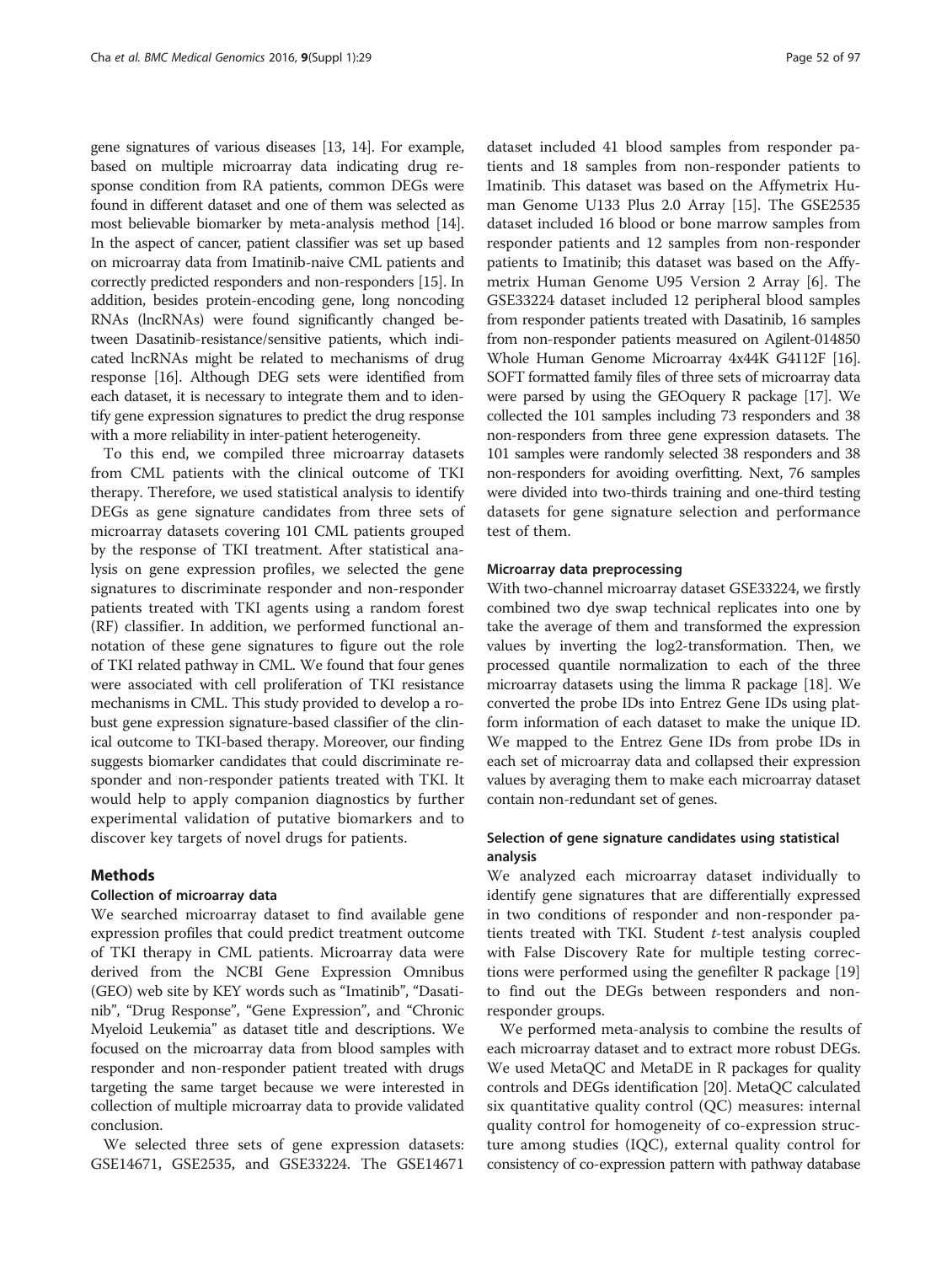gene signatures of various diseases [13, 14]. For example, based on multiple microarray data indicating drug response condition from RA patients, common DEGs were found in different dataset and one of them was selected as most believable biomarker by meta-analysis method [14]. In the aspect of cancer, patient classifier was set up based on microarray data from Imatinib-naive CML patients and correctly predicted responders and non-responders [15]. In addition, besides protein-encoding gene, long noncoding RNAs (lncRNAs) were found significantly changed between Dasatinib-resistance/sensitive patients, which indicated lncRNAs might be related to mechanisms of drug response [16]. Although DEG sets were identified from each dataset, it is necessary to integrate them and to identify gene expression signatures to predict the drug response with a more reliability in inter-patient heterogeneity.

To this end, we compiled three microarray datasets from CML patients with the clinical outcome of TKI therapy. Therefore, we used statistical analysis to identify DEGs as gene signature candidates from three sets of microarray datasets covering 101 CML patients grouped by the response of TKI treatment. After statistical analysis on gene expression profiles, we selected the gene signatures to discriminate responder and non-responder patients treated with TKI agents using a random forest (RF) classifier. In addition, we performed functional annotation of these gene signatures to figure out the role of TKI related pathway in CML. We found that four genes were associated with cell proliferation of TKI resistance mechanisms in CML. This study provided to develop a robust gene expression signature-based classifier of the clinical outcome to TKI-based therapy. Moreover, our finding suggests biomarker candidates that could discriminate responder and non-responder patients treated with TKI. It would help to apply companion diagnostics by further experimental validation of putative biomarkers and to discover key targets of novel drugs for patients.

## Methods

### Collection of microarray data

We searched microarray dataset to find available gene expression profiles that could predict treatment outcome of TKI therapy in CML patients. Microarray data were derived from the NCBI Gene Expression Omnibus (GEO) web site by KEY words such as "Imatinib", "Dasatinib", "Drug Response", "Gene Expression", and "Chronic Myeloid Leukemia" as dataset title and descriptions. We focused on the microarray data from blood samples with responder and non-responder patient treated with drugs targeting the same target because we were interested in collection of multiple microarray data to provide validated conclusion.

We selected three sets of gene expression datasets: GSE14671, GSE2535, and GSE33224. The GSE14671 dataset included 41 blood samples from responder patients and 18 samples from non-responder patients to Imatinib. This dataset was based on the Affymetrix Human Genome U133 Plus 2.0 Array [15]. The GSE2535 dataset included 16 blood or bone marrow samples from responder patients and 12 samples from non-responder patients to Imatinib; this dataset was based on the Affymetrix Human Genome U95 Version 2 Array [6]. The GSE33224 dataset included 12 peripheral blood samples from responder patients treated with Dasatinib, 16 samples from non-responder patients measured on Agilent-014850 Whole Human Genome Microarray 4x44K G4112F [16]. SOFT formatted family files of three sets of microarray data were parsed by using the GEOquery R package [17]. We collected the 101 samples including 73 responders and 38 non-responders from three gene expression datasets. The 101 samples were randomly selected 38 responders and 38 non-responders for avoiding overfitting. Next, 76 samples were divided into two-thirds training and one-third testing datasets for gene signature selection and performance test of them.

### Microarray data preprocessing

With two-channel microarray dataset GSE33224, we firstly combined two dye swap technical replicates into one by take the average of them and transformed the expression values by inverting the log2-transformation. Then, we processed quantile normalization to each of the three microarray datasets using the limma R package [18]. We converted the probe IDs into Entrez Gene IDs using platform information of each dataset to make the unique ID. We mapped to the Entrez Gene IDs from probe IDs in each set of microarray data and collapsed their expression values by averaging them to make each microarray dataset contain non-redundant set of genes.

### Selection of gene signature candidates using statistical analysis

We analyzed each microarray dataset individually to identify gene signatures that are differentially expressed in two conditions of responder and non-responder patients treated with TKI. Student *t*-test analysis coupled with False Discovery Rate for multiple testing corrections were performed using the genefilter R package [19] to find out the DEGs between responders and non-responder groups.

We performed meta-analysis to combine the results of each microarray dataset and to extract more robust DEGs. We used MetaQC and MetaDE in R packages for quality controls and DEGs identification [20]. MetaQC calculated six quantitative quality control (QC) measures: internal quality control for homogeneity of co-expression structure among studies (IQC), external quality control for consistency of co-expression pattern with pathway database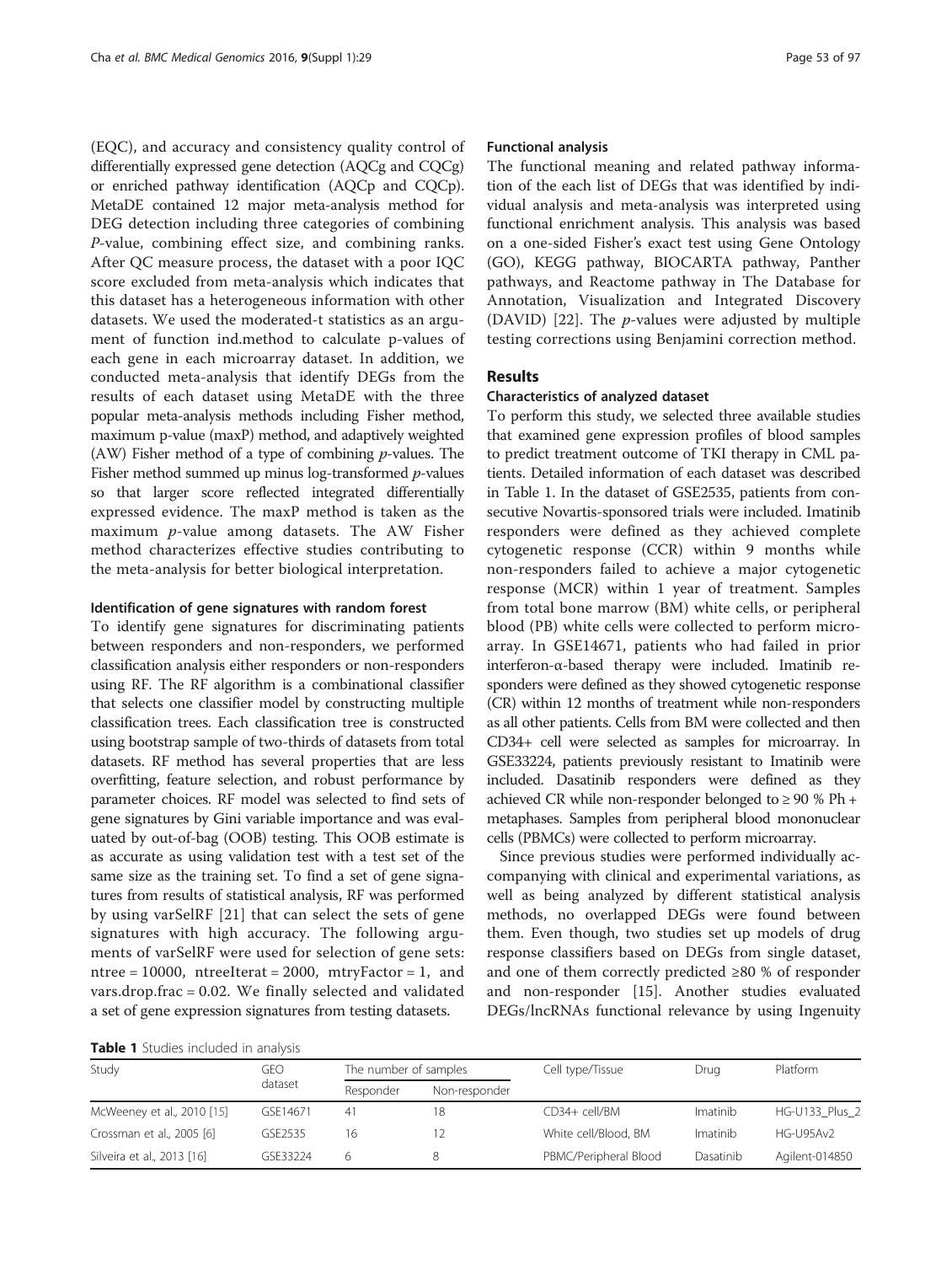(EQC), and accuracy and consistency quality control of differentially expressed gene detection (AQCg and CQCg) or enriched pathway identification (AQCp and CQCp). MetaDE contained 12 major meta-analysis method for DEG detection including three categories of combining *P*-value, combining effect size, and combining ranks. After QC measure process, the dataset with a poor IQC score excluded from meta-analysis which indicates that this dataset has a heterogeneous information with other datasets. We used the moderated-t statistics as an argument of function ind.method to calculate p-values of each gene in each microarray dataset. In addition, we conducted meta-analysis that identify DEGs from the results of each dataset using MetaDE with the three popular meta-analysis methods including Fisher method, maximum p-value (maxP) method, and adaptively weighted (AW) Fisher method of a type of combining *p*-values. The Fisher method summed up minus log-transformed *p*-values so that larger score reflected integrated differentially expressed evidence. The maxP method is taken as the maximum *p*-value among datasets. The AW Fisher method characterizes effective studies contributing to the meta-analysis for better biological interpretation.

#### Identification of gene signatures with random forest

To identify gene signatures for discriminating patients between responders and non-responders, we performed classification analysis either responders or non-responders using RF. The RF algorithm is a combinational classifier that selects one classifier model by constructing multiple classification trees. Each classification tree is constructed using bootstrap sample of two-thirds of datasets from total datasets. RF method has several properties that are less overfitting, feature selection, and robust performance by parameter choices. RF model was selected to find sets of gene signatures by Gini variable importance and was evaluated by out-of-bag (OOB) testing. This OOB estimate is as accurate as using validation test with a test set of the same size as the training set. To find a set of gene signatures from results of statistical analysis, RF was performed by using varSelRF [21] that can select the sets of gene signatures with high accuracy. The following arguments of varSelRF were used for selection of gene sets: ntree = 10000, ntreeIterat = 2000, mtryFactor = 1, and vars.drop.frac = 0.02. We finally selected and validated a set of gene expression signatures from testing datasets.

#### Functional analysis

The functional meaning and related pathway information of the each list of DEGs that was identified by individual analysis and meta-analysis was interpreted using functional enrichment analysis. This analysis was based on a one-sided Fisher's exact test using Gene Ontology (GO), KEGG pathway, BIOCARTA pathway, Panther pathways, and Reactome pathway in The Database for Annotation, Visualization and Integrated Discovery (DAVID) [22]. The *p*-values were adjusted by multiple testing corrections using Benjamini correction method.

## Results

#### Characteristics of analyzed dataset

To perform this study, we selected three available studies that examined gene expression profiles of blood samples to predict treatment outcome of TKI therapy in CML patients. Detailed information of each dataset was described in Table 1. In the dataset of GSE2535, patients from consecutive Novartis-sponsored trials were included. Imatinib responders were defined as they achieved complete cytogenetic response (CCR) within 9 months while non-responders failed to achieve a major cytogenetic response (MCR) within 1 year of treatment. Samples from total bone marrow (BM) white cells, or peripheral blood (PB) white cells were collected to perform microarray. In GSE14671, patients who had failed in prior interferon-α-based therapy were included. Imatinib responders were defined as they showed cytogenetic response (CR) within 12 months of treatment while non-responders as all other patients. Cells from BM were collected and then CD34+ cell were selected as samples for microarray. In GSE33224, patients previously resistant to Imatinib were included. Dasatinib responders were defined as they achieved CR while non-responder belonged to ≥ 90 % Ph + metaphases. Samples from peripheral blood mononuclear cells (PBMCs) were collected to perform microarray.

Since previous studies were performed individually accompanying with clinical and experimental variations, as well as being analyzed by different statistical analysis methods, no overlapped DEGs were found between them. Even though, two studies set up models of drug response classifiers based on DEGs from single dataset, and one of them correctly predicted ≥80 % of responder and non-responder [15]. Another studies evaluated DEGs/lncRNAs functional relevance by using Ingenuity

**Table 1** Studies included in analysis

| Study | GEO dataset | The number of samples | | Cell type/Tissue | Drug | Platform |
|---|---|---|---|---|---|---|
| | | Responder | Non-responder | | | |
| McWeeney et al., 2010 [15] | GSE14671 | 41 | 18 | CD34+ cell/BM | Imatinib | HG-U133_Plus_2 |
| Crossman et al., 2005 [6] | GSE2535 | 16 | 12 | White cell/Blood, BM | Imatinib | HG-U95Av2 |
| Silveira et al., 2013 [16] | GSE33224 | 6 | 8 | PBMC/Peripheral Blood | Dasatinib | Agilent-014850 |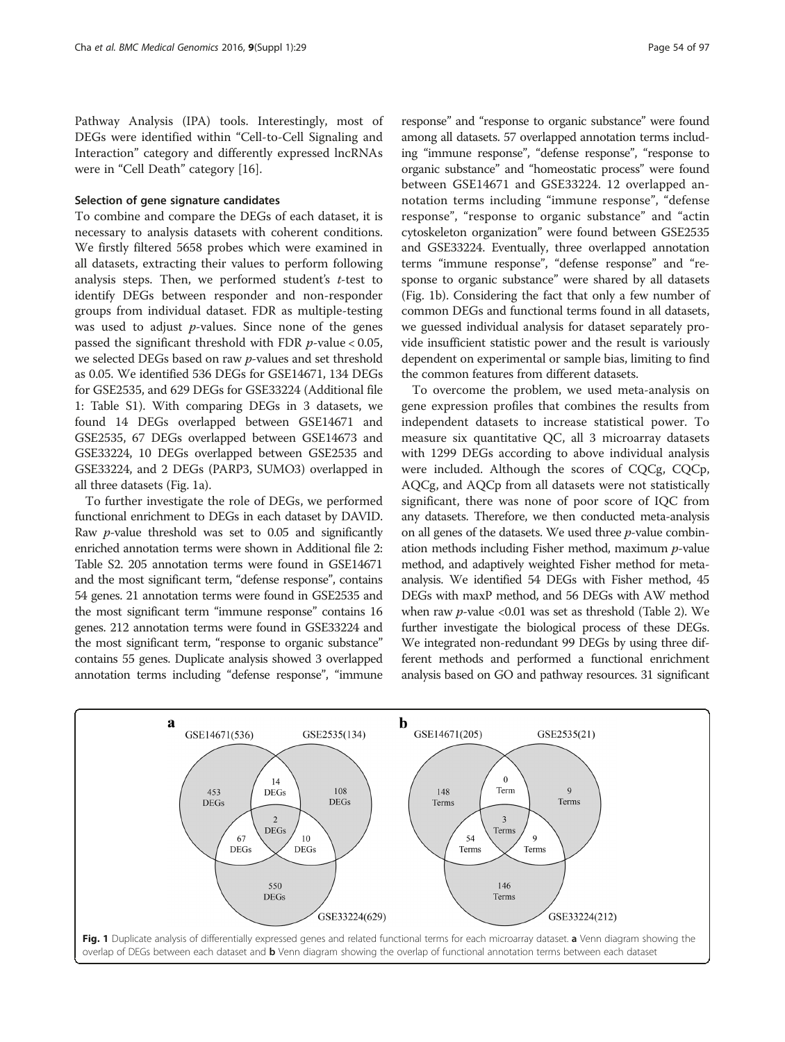Pathway Analysis (IPA) tools. Interestingly, most of DEGs were identified within "Cell-to-Cell Signaling and Interaction" category and differently expressed lncRNAs were in "Cell Death" category [16].

### Selection of gene signature candidates

To combine and compare the DEGs of each dataset, it is necessary to analysis datasets with coherent conditions. We firstly filtered 5658 probes which were examined in all datasets, extracting their values to perform following analysis steps. Then, we performed student's *t*-test to identify DEGs between responder and non-responder groups from individual dataset. FDR as multiple-testing was used to adjust *p*-values. Since none of the genes passed the significant threshold with FDR $p$-value $< 0.05$, we selected DEGs based on raw *p*-values and set threshold as 0.05. We identified 536 DEGs for GSE14671, 134 DEGs for GSE2535, and 629 DEGs for GSE33224 (Additional file 1: Table S1). With comparing DEGs in 3 datasets, we found 14 DEGs overlapped between GSE14671 and GSE2535, 67 DEGs overlapped between GSE14673 and GSE33224, 10 DEGs overlapped between GSE2535 and GSE33224, and 2 DEGs (PARP3, SUMO3) overlapped in all three datasets (Fig. 1a).

To further investigate the role of DEGs, we performed functional enrichment to DEGs in each dataset by DAVID. Raw *p*-value threshold was set to 0.05 and significantly enriched annotation terms were shown in Additional file 2: Table S2. 205 annotation terms were found in GSE14671 and the most significant term, "defense response", contains 54 genes. 21 annotation terms were found in GSE2535 and the most significant term "immune response" contains 16 genes. 212 annotation terms were found in GSE33224 and the most significant term, "response to organic substance" contains 55 genes. Duplicate analysis showed 3 overlapped annotation terms including "defense response", "immune response" and "response to organic substance" were found among all datasets. 57 overlapped annotation terms including "immune response", "defense response", "response to organic substance" and "homeostatic process" were found between GSE14671 and GSE33224. 12 overlapped annotation terms including "immune response", "defense response", "response to organic substance" and "actin cytoskeleton organization" were found between GSE2535 and GSE33224. Eventually, three overlapped annotation terms "immune response", "defense response" and "response to organic substance" were shared by all datasets (Fig. 1b). Considering the fact that only a few number of common DEGs and functional terms found in all datasets, we guessed individual analysis for dataset separately provide insufficient statistic power and the result is variously dependent on experimental or sample bias, limiting to find the common features from different datasets.

To overcome the problem, we used meta-analysis on gene expression profiles that combines the results from independent datasets to increase statistical power. To measure six quantitative QC, all 3 microarray datasets with 1299 DEGs according to above individual analysis were included. Although the scores of CQCg, CQCp, AQCg, and AQCp from all datasets were not statistically significant, there was none of poor score of IQC from any datasets. Therefore, we then conducted meta-analysis on all genes of the datasets. We used three *p*-value combination methods including Fisher method, maximum *p*-value method, and adaptively weighted Fisher method for meta-analysis. We identified 54 DEGs with Fisher method, 45 DEGs with maxP method, and 56 DEGs with AW method when raw $p$-value $<0.01$ was set as threshold (Table 2). We further investigate the biological process of these DEGs. We integrated non-redundant 99 DEGs by using three different methods and performed a functional enrichment analysis based on GO and pathway resources. 31 significant

**Fig. 1** Duplicate analysis of differentially expressed genes and related functional terms for each microarray dataset. **a** Venn diagram showing the overlap of DEGs between each dataset and **b** Venn diagram showing the overlap of functional annotation terms between each dataset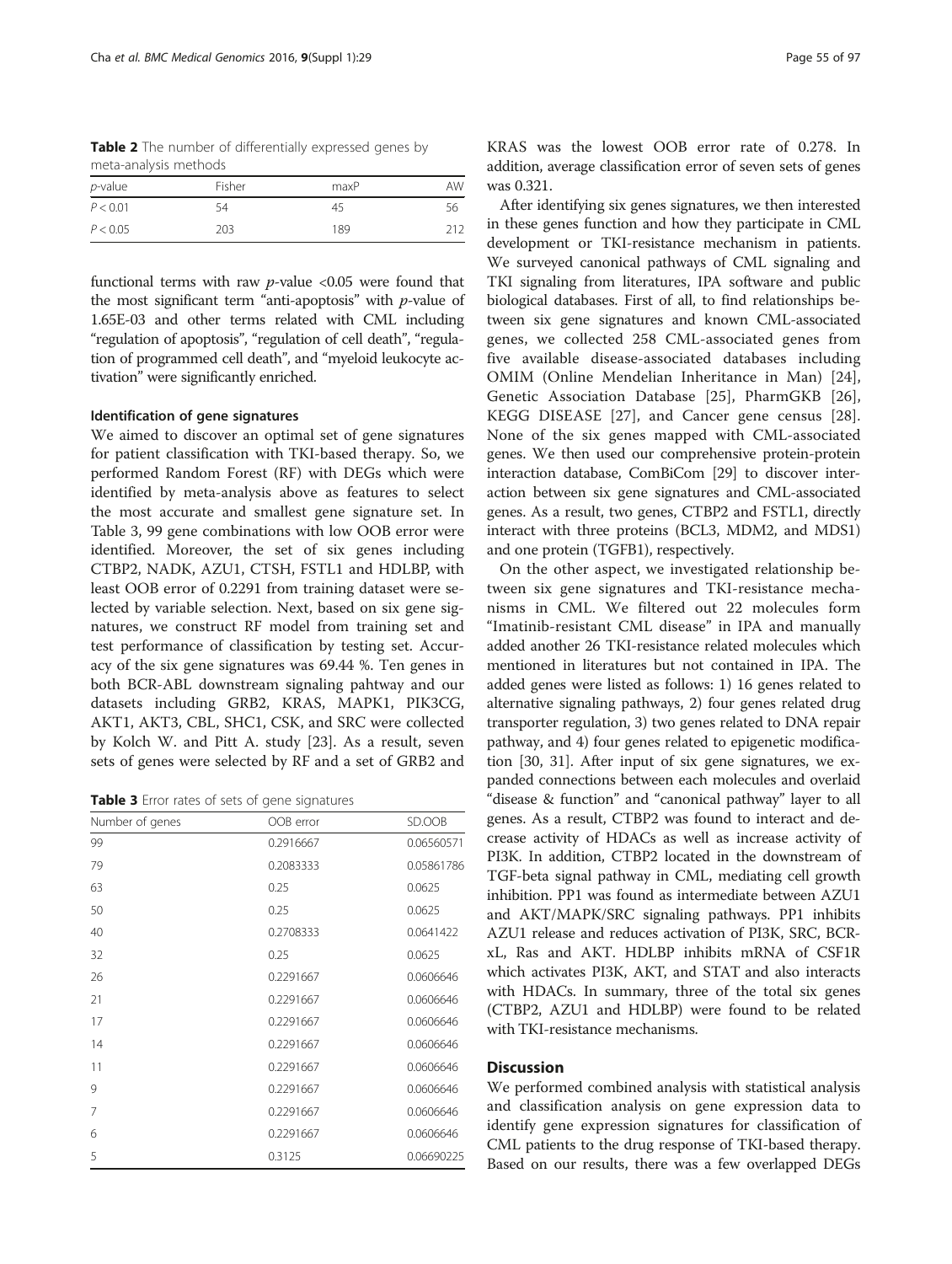**Table 2** The number of differentially expressed genes by meta-analysis methods

| *p*-value | Fisher | maxP | AW |
|---|---|---|---|
| $P < 0.01$ | 54 | 45 | 56 |
| $P < 0.05$ | 203 | 189 | 212 |

functional terms with raw *p*-value <0.05 were found that the most significant term "anti-apoptosis" with *p*-value of 1.65E-03 and other terms related with CML including "regulation of apoptosis", "regulation of cell death", "regulation of programmed cell death", and "myeloid leukocyte activation" were significantly enriched.

#### Identification of gene signatures

We aimed to discover an optimal set of gene signatures for patient classification with TKI-based therapy. So, we performed Random Forest (RF) with DEGs which were identified by meta-analysis above as features to select the most accurate and smallest gene signature set. In Table 3, 99 gene combinations with low OOB error were identified. Moreover, the set of six genes including CTBP2, NADK, AZU1, CTSH, FSTL1 and HDLBP, with least OOB error of 0.2291 from training dataset were selected by variable selection. Next, based on six gene signatures, we construct RF model from training set and test performance of classification by testing set. Accuracy of the six gene signatures was 69.44 %. Ten genes in both BCR-ABL downstream signaling pahtway and our datasets including GRB2, KRAS, MAPK1, PIK3CG, AKT1, AKT3, CBL, SHC1, CSK, and SRC were collected by Kolch W. and Pitt A. study [23]. As a result, seven sets of genes were selected by RF and a set of GRB2 and KRAS was the lowest OOB error rate of 0.278. In addition, average classification error of seven sets of genes was 0.321.

**Table 3** Error rates of sets of gene signatures

| Number of genes | OOB error | SD.OOB |
|---|---|---|
| 99 | 0.2916667 | 0.06560571 |
| 79 | 0.2083333 | 0.05861786 |
| 63 | 0.25 | 0.0625 |
| 50 | 0.25 | 0.0625 |
| 40 | 0.2708333 | 0.0641422 |
| 32 | 0.25 | 0.0625 |
| 26 | 0.2291667 | 0.0606646 |
| 21 | 0.2291667 | 0.0606646 |
| 17 | 0.2291667 | 0.0606646 |
| 14 | 0.2291667 | 0.0606646 |
| 11 | 0.2291667 | 0.0606646 |
| 9 | 0.2291667 | 0.0606646 |
| 7 | 0.2291667 | 0.0606646 |
| 6 | 0.2291667 | 0.0606646 |
| 5 | 0.3125 | 0.06690225 |

After identifying six genes signatures, we then interested in these genes function and how they participate in CML development or TKI-resistance mechanism in patients. We surveyed canonical pathways of CML signaling and TKI signaling from literatures, IPA software and public biological databases. First of all, to find relationships between six gene signatures and known CML-associated genes, we collected 258 CML-associated genes from five available disease-associated databases including OMIM (Online Mendelian Inheritance in Man) [24], Genetic Association Database [25], PharmGKB [26], KEGG DISEASE [27], and Cancer gene census [28]. None of the six genes mapped with CML-associated genes. We then used our comprehensive protein-protein interaction database, ComBiCom [29] to discover interaction between six gene signatures and CML-associated genes. As a result, two genes, CTBP2 and FSTL1, directly interact with three proteins (BCL3, MDM2, and MDS1) and one protein (TGFB1), respectively.

On the other aspect, we investigated relationship between six gene signatures and TKI-resistance mechanisms in CML. We filtered out 22 molecules form "Imatinib-resistant CML disease" in IPA and manually added another 26 TKI-resistance related molecules which mentioned in literatures but not contained in IPA. The added genes were listed as follows: 1) 16 genes related to alternative signaling pathways, 2) four genes related drug transporter regulation, 3) two genes related to DNA repair pathway, and 4) four genes related to epigenetic modification [30, 31]. After input of six gene signatures, we expanded connections between each molecules and overlaid "disease & function" and "canonical pathway" layer to all genes. As a result, CTBP2 was found to interact and decrease activity of HDACs as well as increase activity of PI3K. In addition, CTBP2 located in the downstream of TGF-beta signal pathway in CML, mediating cell growth inhibition. PP1 was found as intermediate between AZU1 and AKT/MAPK/SRC signaling pathways. PP1 inhibits AZU1 release and reduces activation of PI3K, SRC, BCR-xL, Ras and AKT. HDLBP inhibits mRNA of CSF1R which activates PI3K, AKT, and STAT and also interacts with HDACs. In summary, three of the total six genes (CTBP2, AZU1 and HDLBP) were found to be related with TKI-resistance mechanisms.

## Discussion

We performed combined analysis with statistical analysis and classification analysis on gene expression data to identify gene expression signatures for classification of CML patients to the drug response of TKI-based therapy. Based on our results, there was a few overlapped DEGs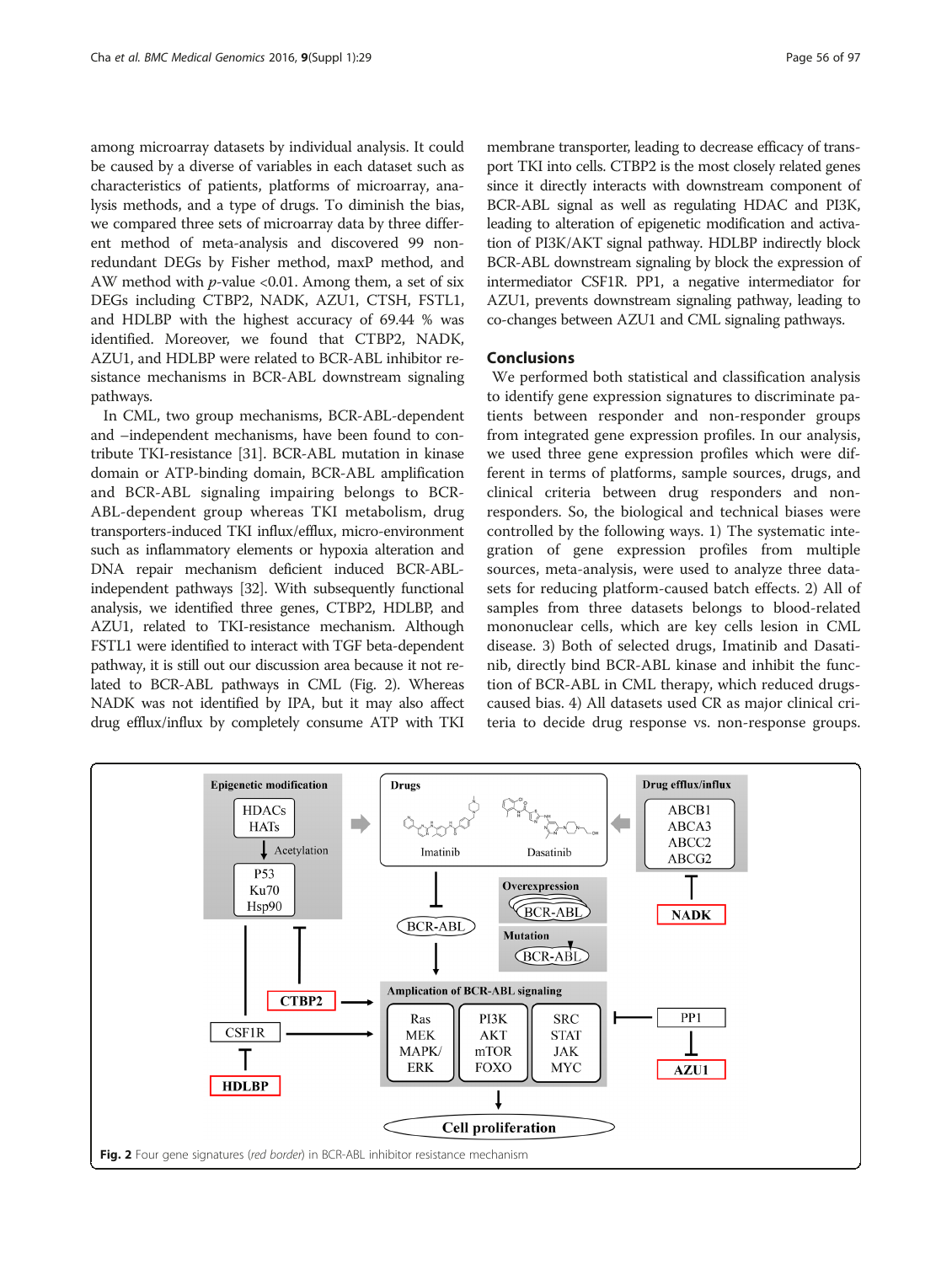among microarray datasets by individual analysis. It could be caused by a diverse of variables in each dataset such as characteristics of patients, platforms of microarray, analysis methods, and a type of drugs. To diminish the bias, we compared three sets of microarray data by three different method of meta-analysis and discovered 99 non-redundant DEGs by Fisher method, maxP method, and AW method with $p$-value <0.01. Among them, a set of six DEGs including CTBP2, NADK, AZU1, CTSH, FSTL1, and HDLBP with the highest accuracy of 69.44 % was identified. Moreover, we found that CTBP2, NADK, AZU1, and HDLBP were related to BCR-ABL inhibitor resistance mechanisms in BCR-ABL downstream signaling pathways.

In CML, two group mechanisms, BCR-ABL-dependent and –independent mechanisms, have been found to contribute TKI-resistance [31]. BCR-ABL mutation in kinase domain or ATP-binding domain, BCR-ABL amplification and BCR-ABL signaling impairing belongs to BCR-ABL-dependent group whereas TKI metabolism, drug transporters-induced TKI influx/efflux, micro-environment such as inflammatory elements or hypoxia alteration and DNA repair mechanism deficient induced BCR-ABL-independent pathways [32]. With subsequently functional analysis, we identified three genes, CTBP2, HDLBP, and AZU1, related to TKI-resistance mechanism. Although FSTL1 were identified to interact with TGF beta-dependent pathway, it is still out our discussion area because it not related to BCR-ABL pathways in CML (Fig. 2). Whereas NADK was not identified by IPA, but it may also affect drug efflux/influx by completely consume ATP with TKI membrane transporter, leading to decrease efficacy of transport TKI into cells. CTBP2 is the most closely related genes since it directly interacts with downstream component of BCR-ABL signal as well as regulating HDAC and PI3K, leading to alteration of epigenetic modification and activation of PI3K/AKT signal pathway. HDLBP indirectly block BCR-ABL downstream signaling by block the expression of intermediator CSF1R. PP1, a negative intermediator for AZU1, prevents downstream signaling pathway, leading to co-changes between AZU1 and CML signaling pathways.

## Conclusions

We performed both statistical and classification analysis to identify gene expression signatures to discriminate patients between responder and non-responder groups from integrated gene expression profiles. In our analysis, we used three gene expression profiles which were different in terms of platforms, sample sources, drugs, and clinical criteria between drug responders and non-responders. So, the biological and technical biases were controlled by the following ways. 1) The systematic integration of gene expression profiles from multiple sources, meta-analysis, were used to analyze three datasets for reducing platform-caused batch effects. 2) All of samples from three datasets belongs to blood-related mononuclear cells, which are key cells lesion in CML disease. 3) Both of selected drugs, Imatinib and Dasatinib, directly bind BCR-ABL kinase and inhibit the function of BCR-ABL in CML therapy, which reduced drugs-caused bias. 4) All datasets used CR as major clinical criteria to decide drug response vs. non-response groups.

**Fig. 2** Four gene signatures (*red border*) in BCR-ABL inhibitor resistance mechanism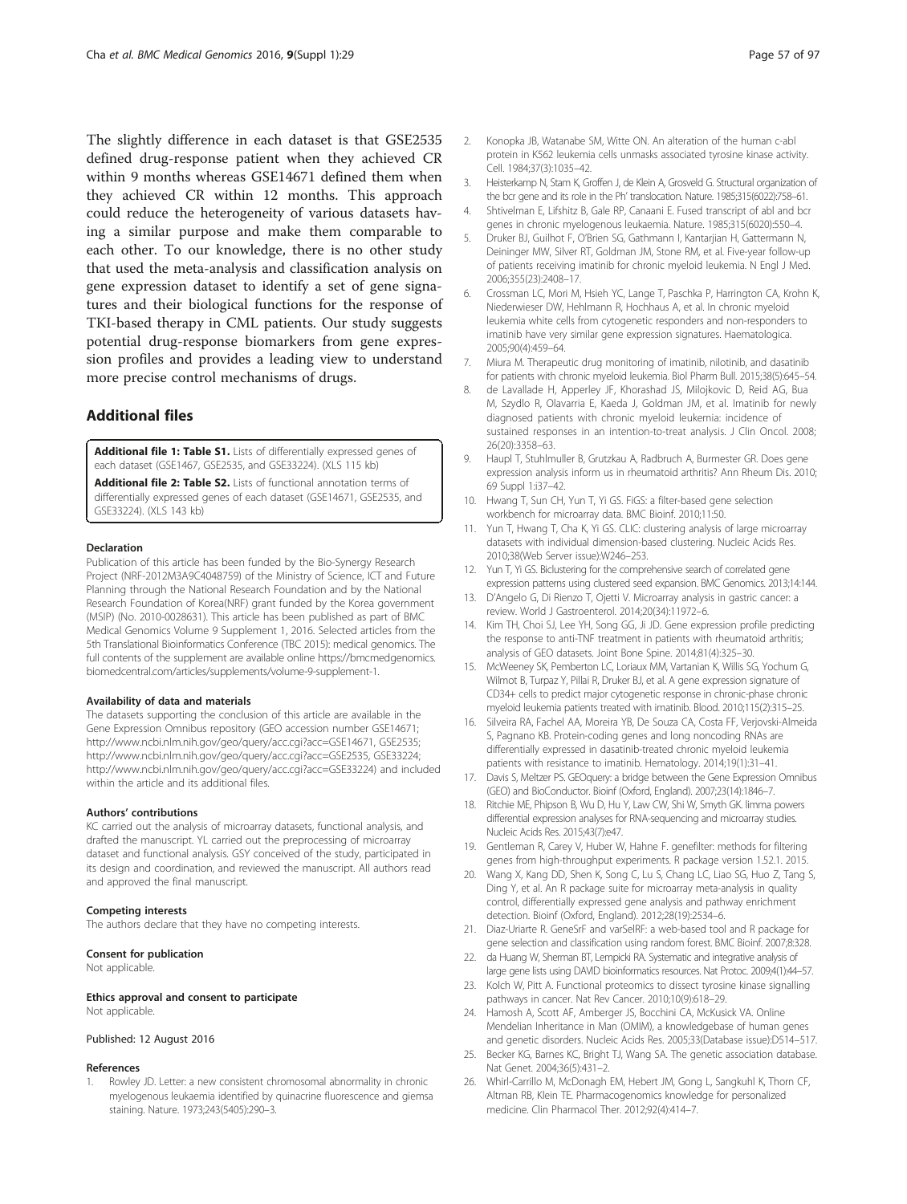The slightly difference in each dataset is that GSE2535 defined drug-response patient when they achieved CR within 9 months whereas GSE14671 defined them when they achieved CR within 12 months. This approach could reduce the heterogeneity of various datasets having a similar purpose and make them comparable to each other. To our knowledge, there is no other study that used the meta-analysis and classification analysis on gene expression dataset to identify a set of gene signatures and their biological functions for the response of TKI-based therapy in CML patients. Our study suggests potential drug-response biomarkers from gene expression profiles and provides a leading view to understand more precise control mechanisms of drugs.

## Additional files

**Additional file 1: Table S1.** Lists of differentially expressed genes of each dataset (GSE1467, GSE2535, and GSE33224). (XLS 115 kb)

**Additional file 2: Table S2.** Lists of functional annotation terms of differentially expressed genes of each dataset (GSE14671, GSE2535, and GSE33224). (XLS 143 kb)

### Declaration

Publication of this article has been funded by the Bio-Synergy Research Project (NRF-2012M3A9C4048759) of the Ministry of Science, ICT and Future Planning through the National Research Foundation and by the National Research Foundation of Korea(NRF) grant funded by the Korea government (MSIP) (No. 2010-0028631). This article has been published as part of BMC Medical Genomics Volume 9 Supplement 1, 2016. Selected articles from the 5th Translational Bioinformatics Conference (TBC 2015): medical genomics. The full contents of the supplement are available online https://bmcmedgenomics.biomedcentral.com/articles/supplements/volume-9-supplement-1.

### Availability of data and materials

The datasets supporting the conclusion of this article are available in the Gene Expression Omnibus repository (GEO accession number GSE14671; http://www.ncbi.nlm.nih.gov/geo/query/acc.cgi?acc=GSE14671, GSE2535; http://www.ncbi.nlm.nih.gov/geo/query/acc.cgi?acc=GSE2535, GSE33224; http://www.ncbi.nlm.nih.gov/geo/query/acc.cgi?acc=GSE33224) and included within the article and its additional files.

### Authors' contributions

KC carried out the analysis of microarray datasets, functional analysis, and drafted the manuscript. YL carried out the preprocessing of microarray dataset and functional analysis. GSY conceived of the study, participated in its design and coordination, and reviewed the manuscript. All authors read and approved the final manuscript.

### Competing interests

The authors declare that they have no competing interests.

### Consent for publication

Not applicable.

### Ethics approval and consent to participate

Not applicable.

Published: 12 August 2016

### References

1. Rowley JD. Letter: a new consistent chromosomal abnormality in chronic myelogenous leukaemia identified by quinacrine fluorescence and giemsa staining. Nature. 1973;243(5405):290–3.
2. Konopka JB, Watanabe SM, Witte ON. An alteration of the human c-abl protein in K562 leukemia cells unmasks associated tyrosine kinase activity. Cell. 1984;37(3):1035–42.
3. Heisterkamp N, Stam K, Groffen J, de Klein A, Grosveld G. Structural organization of the bcr gene and its role in the Ph' translocation. Nature. 1985;315(6022):758–61.
4. Shtivelman E, Lifshitz B, Gale RP, Canaani E. Fused transcript of abl and bcr genes in chronic myelogenous leukaemia. Nature. 1985;315(6020):550–4.
5. Druker BJ, Guilhot F, O'Brien SG, Gathmann I, Kantarjian H, Gattermann N, Deininger MW, Silver RT, Goldman JM, Stone RM, et al. Five-year follow-up of patients receiving imatinib for chronic myeloid leukemia. N Engl J Med. 2006;355(23):2408–17.
6. Crossman LC, Mori M, Hsieh YC, Lange T, Paschka P, Harrington CA, Krohn K, Niederwieser DW, Hehlmann R, Hochhaus A, et al. In chronic myeloid leukemia white cells from cytogenetic responders and non-responders to imatinib have very similar gene expression signatures. Haematologica. 2005;90(4):459–64.
7. Miura M. Therapeutic drug monitoring of imatinib, nilotinib, and dasatinib for patients with chronic myeloid leukemia. Biol Pharm Bull. 2015;38(5):645–54.
8. de Lavallade H, Apperley JF, Khorashad JS, Milojkovic D, Reid AG, Bua M, Szydlo R, Olavarria E, Kaeda J, Goldman JM, et al. Imatinib for newly diagnosed patients with chronic myeloid leukemia: incidence of sustained responses in an intention-to-treat analysis. J Clin Oncol. 2008; 26(20):3358–63.
9. Haupl T, Stuhlmuller B, Grutzkau A, Radbruch A, Burmester GR. Does gene expression analysis inform us in rheumatoid arthritis? Ann Rheum Dis. 2010; 69 Suppl 1:i37–42.
10. Hwang T, Sun CH, Yun T, Yi GS. FiGS: a filter-based gene selection workbench for microarray data. BMC Bioinf. 2010;11:50.
11. Yun T, Hwang T, Cha K, Yi GS. CLIC: clustering analysis of large microarray datasets with individual dimension-based clustering. Nucleic Acids Res. 2010;38(Web Server issue):W246–253.
12. Yun T, Yi GS. Biclustering for the comprehensive search of correlated gene expression patterns using clustered seed expansion. BMC Genomics. 2013;14:144.
13. D'Angelo G, Di Rienzo T, Ojetti V. Microarray analysis in gastric cancer: a review. World J Gastroenterol. 2014;20(34):11972–6.
14. Kim TH, Choi SJ, Lee YH, Song GG, Ji JD. Gene expression profile predicting the response to anti-TNF treatment in patients with rheumatoid arthritis; analysis of GEO datasets. Joint Bone Spine. 2014;81(4):325–30.
15. McWeeney SK, Pemberton LC, Loriaux MM, Vartanian K, Willis SG, Yochum G, Wilmot B, Turpaz Y, Pillai R, Druker BJ, et al. A gene expression signature of CD34+ cells to predict major cytogenetic response in chronic-phase chronic myeloid leukemia patients treated with imatinib. Blood. 2010;115(2):315–25.
16. Silveira RA, Fachel AA, Moreira YB, De Souza CA, Costa FF, Verjovski-Almeida S, Pagnano KB. Protein-coding genes and long noncoding RNAs are differentially expressed in dasatinib-treated chronic myeloid leukemia patients with resistance to imatinib. Hematology. 2014;19(1):31–41.
17. Davis S, Meltzer PS. GEOquery: a bridge between the Gene Expression Omnibus (GEO) and BioConductor. Bioinf (Oxford, England). 2007;23(14):1846–7.
18. Ritchie ME, Phipson B, Wu D, Hu Y, Law CW, Shi W, Smyth GK. limma powers differential expression analyses for RNA-sequencing and microarray studies. Nucleic Acids Res. 2015;43(7):e47.
19. Gentleman R, Carey V, Huber W, Hahne F. genefilter: methods for filtering genes from high-throughput experiments. R package version 1.52.1. 2015.
20. Wang X, Kang DD, Shen K, Song C, Lu S, Chang LC, Liao SG, Huo Z, Tang S, Ding Y, et al. An R package suite for microarray meta-analysis in quality control, differentially expressed gene analysis and pathway enrichment detection. Bioinf (Oxford, England). 2012;28(19):2534–6.
21. Diaz-Uriarte R. GeneSrF and varSelRF: a web-based tool and R package for gene selection and classification using random forest. BMC Bioinf. 2007;8:328.
22. da Huang W, Sherman BT, Lempicki RA. Systematic and integrative analysis of large gene lists using DAVID bioinformatics resources. Nat Protoc. 2009;4(1):44–57.
23. Kolch W, Pitt A. Functional proteomics to dissect tyrosine kinase signalling pathways in cancer. Nat Rev Cancer. 2010;10(9):618–29.
24. Hamosh A, Scott AF, Amberger JS, Bocchini CA, McKusick VA. Online Mendelian Inheritance in Man (OMIM), a knowledgebase of human genes and genetic disorders. Nucleic Acids Res. 2005;33(Database issue):D514–517.
25. Becker KG, Barnes KC, Bright TJ, Wang SA. The genetic association database. Nat Genet. 2004;36(5):431–2.
26. Whirl-Carrillo M, McDonagh EM, Hebert JM, Gong L, Sangkuhl K, Thorn CF, Altman RB, Klein TE. Pharmacogenomics knowledge for personalized medicine. Clin Pharmacol Ther. 2012;92(4):414–7.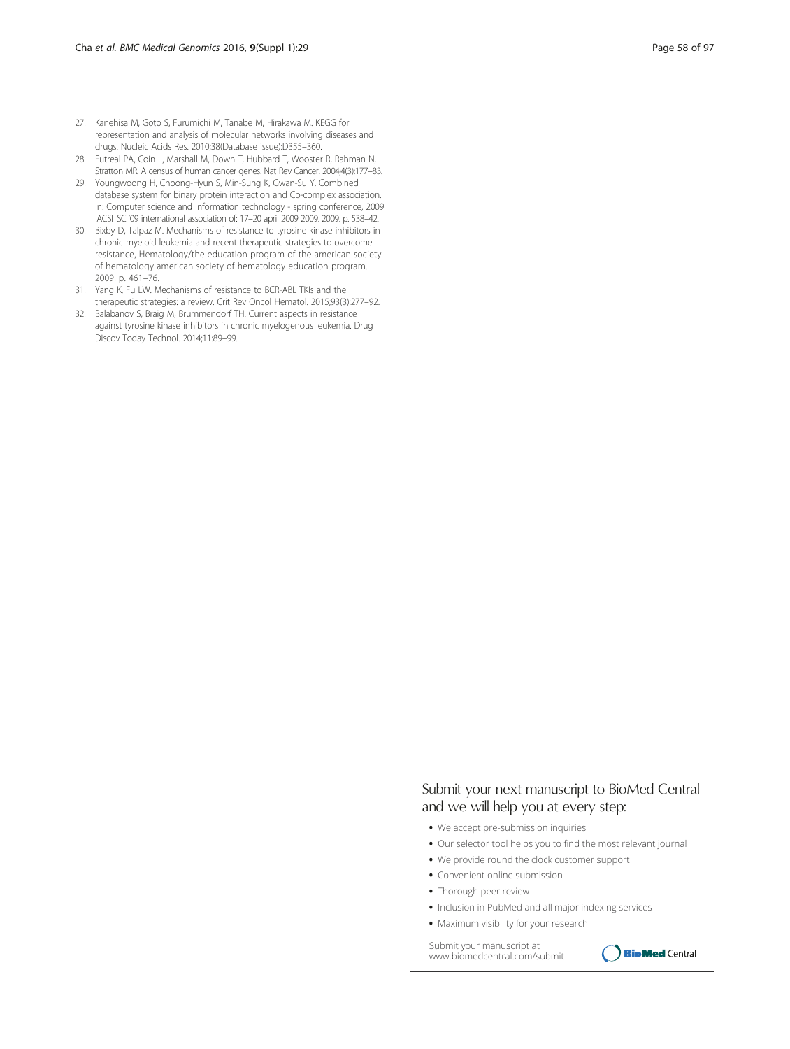27. Kanehisa M, Goto S, Furumichi M, Tanabe M, Hirakawa M. KEGG for representation and analysis of molecular networks involving diseases and drugs. Nucleic Acids Res. 2010;38(Database issue):D355–360.
28. Futreal PA, Coin L, Marshall M, Down T, Hubbard T, Wooster R, Rahman N, Stratton MR. A census of human cancer genes. Nat Rev Cancer. 2004;4(3):177–83.
29. Youngwoong H, Choong-Hyun S, Min-Sung K, Gwan-Su Y. Combined database system for binary protein interaction and Co-complex association. In: Computer science and information technology - spring conference, 2009 IACSITSC '09 international association of: 17–20 april 2009 2009. 2009. p. 538–42.
30. Bixby D, Talpaz M. Mechanisms of resistance to tyrosine kinase inhibitors in chronic myeloid leukemia and recent therapeutic strategies to overcome resistance, Hematology/the education program of the american society of hematology american society of hematology education program. 2009. p. 461–76.
31. Yang K, Fu LW. Mechanisms of resistance to BCR-ABL TKIs and the therapeutic strategies: a review. Crit Rev Oncol Hematol. 2015;93(3):277–92.
32. Balabanov S, Braig M, Brummendorf TH. Current aspects in resistance against tyrosine kinase inhibitors in chronic myelogenous leukemia. Drug Discov Today Technol. 2014;11:89–99.

Submit your next manuscript to BioMed Central and we will help you at every step:

- We accept pre-submission inquiries
- Our selector tool helps you to find the most relevant journal
- We provide round the clock customer support
- Convenient online submission
- Thorough peer review
- Inclusion in PubMed and all major indexing services
- Maximum visibility for your research

Submit your manuscript at
www.biomedcentral.com/submit

BioMed Central